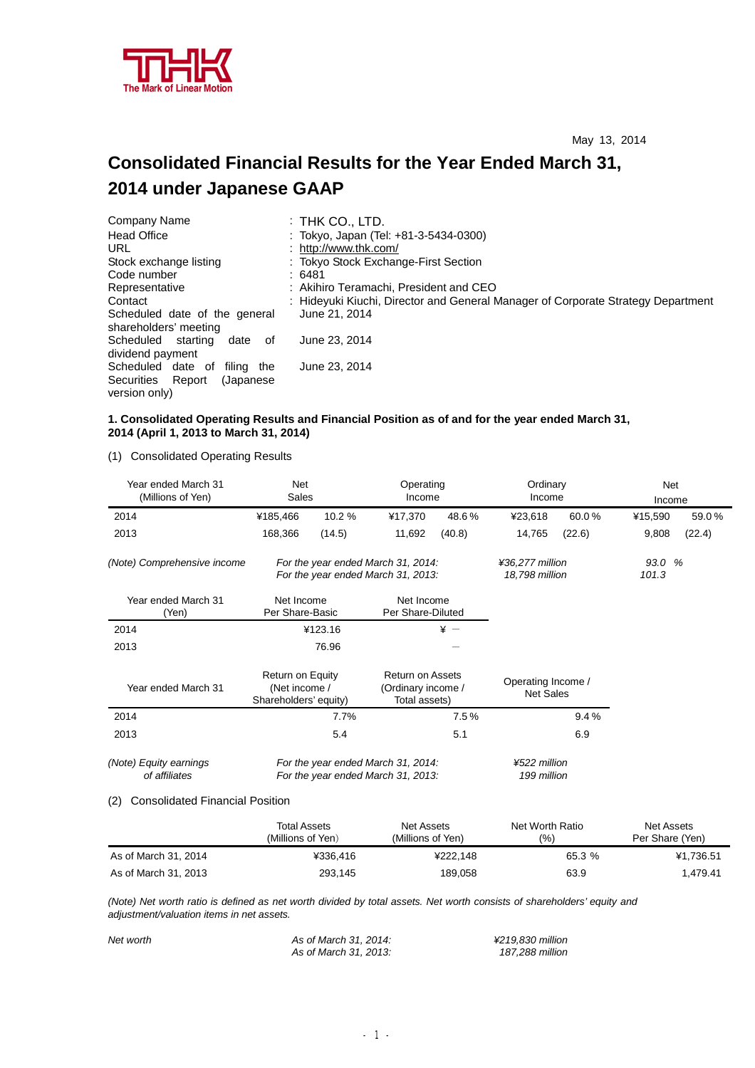THK
The Mark of Linear Motion

May 13, 2014

# Consolidated Financial Results for the Year Ended March 31, 2014 under Japanese GAAP

| | |
|---|---|
| Company Name | : THK CO., LTD. |
| Head Office | : Tokyo, Japan (Tel: +81-3-5434-0300) |
| URL | : http://www.thk.com/ |
| Stock exchange listing | : Tokyo Stock Exchange-First Section |
| Code number | : 6481 |
| Representative | : Akihiro Teramachi, President and CEO |
| Contact | : Hideyuki Kiuchi, Director and General Manager of Corporate Strategy Department |
| Scheduled date of the general shareholders' meeting | June 21, 2014 |
| Scheduled starting date of dividend payment | June 23, 2014 |
| Scheduled date of filing the Securities Report (Japanese version only) | June 23, 2014 |

### 1. Consolidated Operating Results and Financial Position as of and for the year ended March 31, 2014 (April 1, 2013 to March 31, 2014)

(1) Consolidated Operating Results

| Year ended March 31 (Millions of Yen) | Net Sales | | Operating Income | | Ordinary Income | | Net Income | |
|---|---|---|---|---|---|---|---|---|
| 2014 | ¥185,466 | 10.2 % | ¥17,370 | 48.6 % | ¥23,618 | 60.0 % | ¥15,590 | 59.0 % |
| 2013 | 168,366 | (14.5) | 11,692 | (40.8) | 14,765 | (22.6) | 9,808 | (22.4) |

*(Note) Comprehensive income* — *For the year ended March 31, 2014:* *¥36,277 million* *93.0 %*; *For the year ended March 31, 2013:* *18,798 million* *101.3*

| Year ended March 31 (Yen) | Net Income Per Share-Basic | Net Income Per Share-Diluted |
|---|---|---|
| 2014 | ¥123.16 | ¥ ― |
| 2013 | 76.96 | ― |

| Year ended March 31 | Return on Equity (Net income / Shareholders' equity) | Return on Assets (Ordinary income / Total assets) | Operating Income / Net Sales |
|---|---|---|---|
| 2014 | 7.7% | 7.5 % | 9.4 % |
| 2013 | 5.4 | 5.1 | 6.9 |

*(Note) Equity earnings of affiliates* — *For the year ended March 31, 2014:* *¥522 million*; *For the year ended March 31, 2013:* *199 million*

(2) Consolidated Financial Position

| | Total Assets (Millions of Yen) | Net Assets (Millions of Yen) | Net Worth Ratio (%) | Net Assets Per Share (Yen) |
|---|---|---|---|---|
| As of March 31, 2014 | ¥336,416 | ¥222,148 | 65.3 % | ¥1,736.51 |
| As of March 31, 2013 | 293,145 | 189,058 | 63.9 | 1,479.41 |

*(Note) Net worth ratio is defined as net worth divided by total assets. Net worth consists of shareholders' equity and adjustment/valuation items in net assets.*

*Net worth* — *As of March 31, 2014:* *¥219,830 million*; *As of March 31, 2013:* *187,288 million*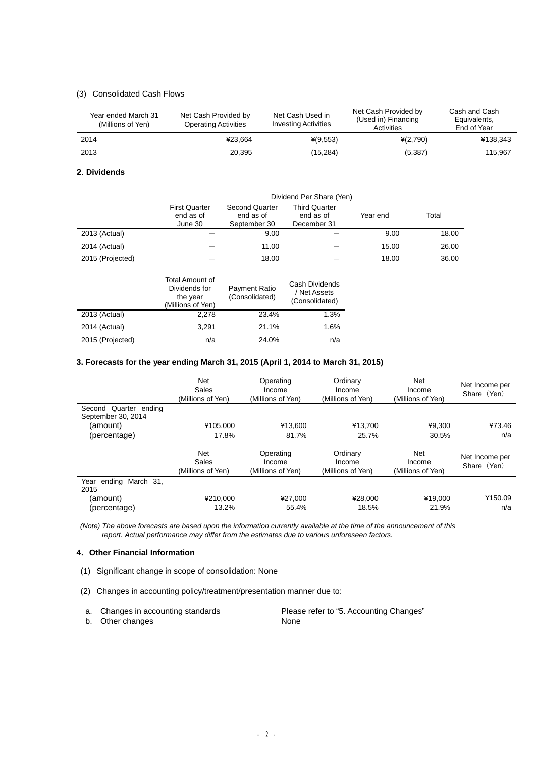(3) Consolidated Cash Flows

| Year ended March 31 (Millions of Yen) | Net Cash Provided by Operating Activities | Net Cash Used in Investing Activities | Net Cash Provided by (Used in) Financing Activities | Cash and Cash Equivalents, End of Year |
|---|---|---|---|---|
| 2014 | ¥23,664 | ¥(9,553) | ¥(2,790) | ¥138,343 |
| 2013 | 20,395 | (15,284) | (5,387) | 115,967 |

## 2. Dividends

| | Dividend Per Share (Yen) | | | | |
|---|---|---|---|---|---|
| | First Quarter end as of June 30 | Second Quarter end as of September 30 | Third Quarter end as of December 31 | Year end | Total |
| 2013 (Actual) | — | 9.00 | — | 9.00 | 18.00 |
| 2014 (Actual) | — | 11.00 | — | 15.00 | 26.00 |
| 2015 (Projected) | — | 18.00 | — | 18.00 | 36.00 |

| | Total Amount of Dividends for the year (Millions of Yen) | Payment Ratio (Consolidated) | Cash Dividends / Net Assets (Consolidated) |
|---|---|---|---|
| 2013 (Actual) | 2,278 | 23.4% | 1.3% |
| 2014 (Actual) | 3,291 | 21.1% | 1.6% |
| 2015 (Projected) | n/a | 24.0% | n/a |

## 3. Forecasts for the year ending March 31, 2015 (April 1, 2014 to March 31, 2015)

| | Net Sales (Millions of Yen) | Operating Income (Millions of Yen) | Ordinary Income (Millions of Yen) | Net Income (Millions of Yen) | Net Income per Share（Yen） |
|---|---|---|---|---|---|
| Second Quarter ending September 30, 2014 | | | | | |
| (amount) | ¥105,000 | ¥13,600 | ¥13,700 | ¥9,300 | ¥73.46 |
| (percentage) | 17.8% | 81.7% | 25.7% | 30.5% | n/a |

| | Net Sales (Millions of Yen) | Operating Income (Millions of Yen) | Ordinary Income (Millions of Yen) | Net Income (Millions of Yen) | Net Income per Share（Yen） |
|---|---|---|---|---|---|
| Year ending March 31, 2015 | | | | | |
| (amount) | ¥210,000 | ¥27,000 | ¥28,000 | ¥19,000 | ¥150.09 |
| (percentage) | 13.2% | 55.4% | 18.5% | 21.9% | n/a |

*(Note) The above forecasts are based upon the information currently available at the time of the announcement of this report. Actual performance may differ from the estimates due to various unforeseen factors.*

## 4. Other Financial Information

(1) Significant change in scope of consolidation: None

(2) Changes in accounting policy/treatment/presentation manner due to:

a. Changes in accounting standards — Please refer to "5. Accounting Changes"
b. Other changes — None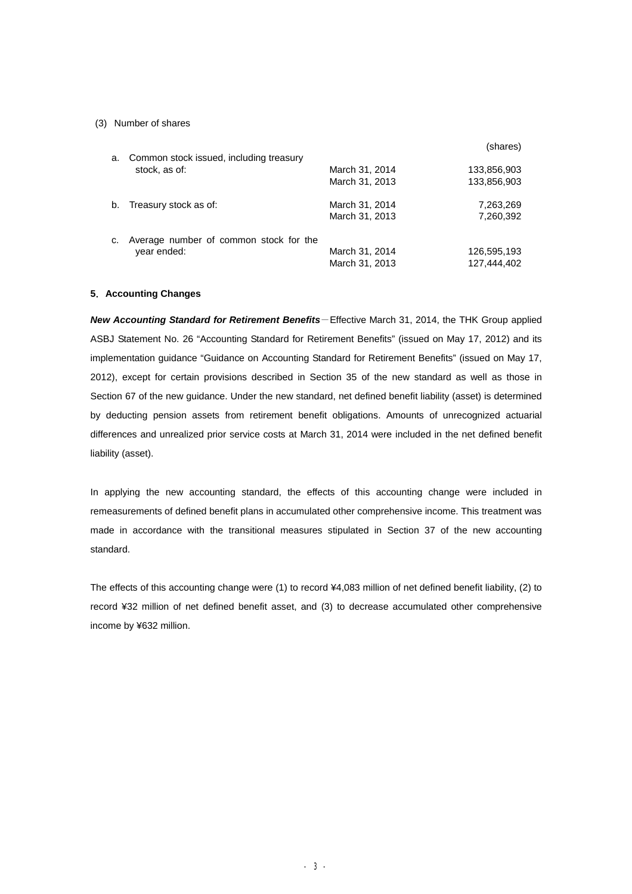(3) Number of shares

| | | (shares) |
|---|---|---|
| a. Common stock issued, including treasury stock, as of: | March 31, 2014 | 133,856,903 |
| | March 31, 2013 | 133,856,903 |
| b. Treasury stock as of: | March 31, 2014 | 7,263,269 |
| | March 31, 2013 | 7,260,392 |
| c. Average number of common stock for the year ended: | March 31, 2014 | 126,595,193 |
| | March 31, 2013 | 127,444,402 |

## 5. Accounting Changes

***New Accounting Standard for Retirement Benefits***－Effective March 31, 2014, the THK Group applied ASBJ Statement No. 26 “Accounting Standard for Retirement Benefits” (issued on May 17, 2012) and its implementation guidance “Guidance on Accounting Standard for Retirement Benefits” (issued on May 17, 2012), except for certain provisions described in Section 35 of the new standard as well as those in Section 67 of the new guidance. Under the new standard, net defined benefit liability (asset) is determined by deducting pension assets from retirement benefit obligations. Amounts of unrecognized actuarial differences and unrealized prior service costs at March 31, 2014 were included in the net defined benefit liability (asset).

In applying the new accounting standard, the effects of this accounting change were included in remeasurements of defined benefit plans in accumulated other comprehensive income. This treatment was made in accordance with the transitional measures stipulated in Section 37 of the new accounting standard.

The effects of this accounting change were (1) to record ¥4,083 million of net defined benefit liability, (2) to record ¥32 million of net defined benefit asset, and (3) to decrease accumulated other comprehensive income by ¥632 million.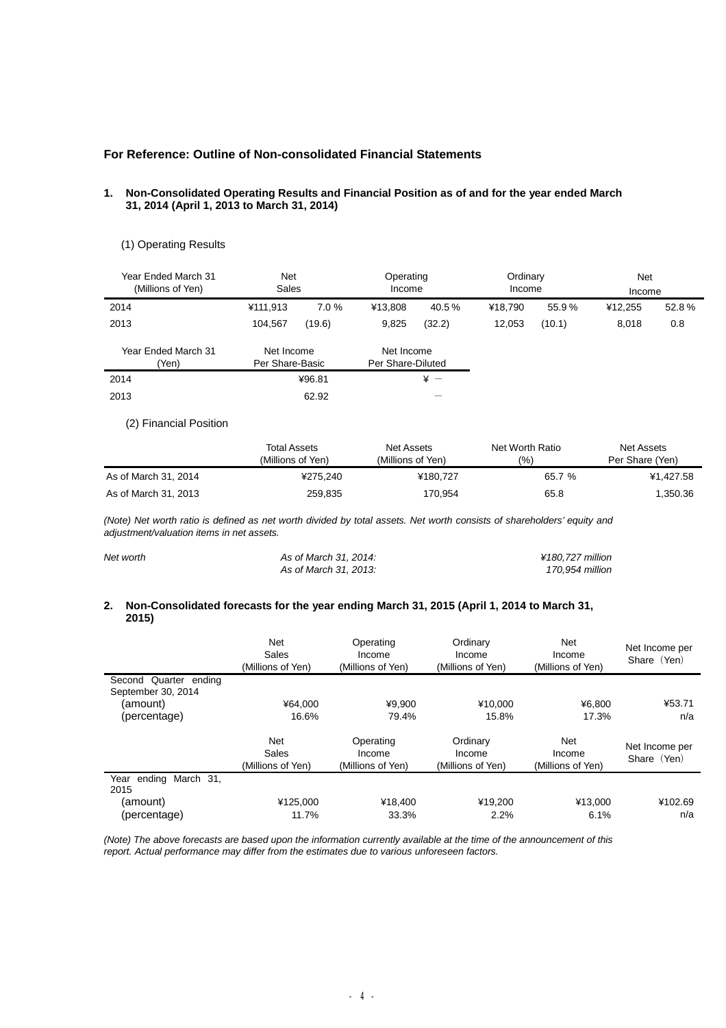### For Reference: Outline of Non-consolidated Financial Statements

#### 1. Non-Consolidated Operating Results and Financial Position as of and for the year ended March 31, 2014 (April 1, 2013 to March 31, 2014)

(1) Operating Results

| Year Ended March 31 (Millions of Yen) | Net Sales | | Operating Income | | Ordinary Income | | Net Income | |
|---|---|---|---|---|---|---|---|---|
| 2014 | ¥111,913 | 7.0 % | ¥13,808 | 40.5 % | ¥18,790 | 55.9 % | ¥12,255 | 52.8 % |
| 2013 | 104,567 | (19.6) | 9,825 | (32.2) | 12,053 | (10.1) | 8,018 | 0.8 |

| Year Ended March 31 (Yen) | Net Income Per Share-Basic | Net Income Per Share-Diluted |
|---|---|---|
| 2014 | ¥96.81 | ¥ － |
| 2013 | 62.92 | － |

(2) Financial Position

| | Total Assets (Millions of Yen) | Net Assets (Millions of Yen) | Net Worth Ratio (%) | Net Assets Per Share (Yen) |
|---|---|---|---|---|
| As of March 31, 2014 | ¥275,240 | ¥180,727 | 65.7 % | ¥1,427.58 |
| As of March 31, 2013 | 259,835 | 170,954 | 65.8 | 1,350.36 |

*(Note) Net worth ratio is defined as net worth divided by total assets. Net worth consists of shareholders' equity and adjustment/valuation items in net assets.*

| *Net worth* | *As of March 31, 2014:* | *¥180,727 million* |
|---|---|---|
| | *As of March 31, 2013:* | *170,954 million* |

#### 2. Non-Consolidated forecasts for the year ending March 31, 2015 (April 1, 2014 to March 31, 2015)

| | Net Sales (Millions of Yen) | Operating Income (Millions of Yen) | Ordinary Income (Millions of Yen) | Net Income (Millions of Yen) | Net Income per Share（Yen） |
|---|---|---|---|---|---|
| Second Quarter ending September 30, 2014 | | | | | |
| (amount) | ¥64,000 | ¥9,900 | ¥10,000 | ¥6,800 | ¥53.71 |
| (percentage) | 16.6% | 79.4% | 15.8% | 17.3% | n/a |

| | Net Sales (Millions of Yen) | Operating Income (Millions of Yen) | Ordinary Income (Millions of Yen) | Net Income (Millions of Yen) | Net Income per Share（Yen） |
|---|---|---|---|---|---|
| Year ending March 31, 2015 | | | | | |
| (amount) | ¥125,000 | ¥18,400 | ¥19,200 | ¥13,000 | ¥102.69 |
| (percentage) | 11.7% | 33.3% | 2.2% | 6.1% | n/a |

*(Note) The above forecasts are based upon the information currently available at the time of the announcement of this report. Actual performance may differ from the estimates due to various unforeseen factors.*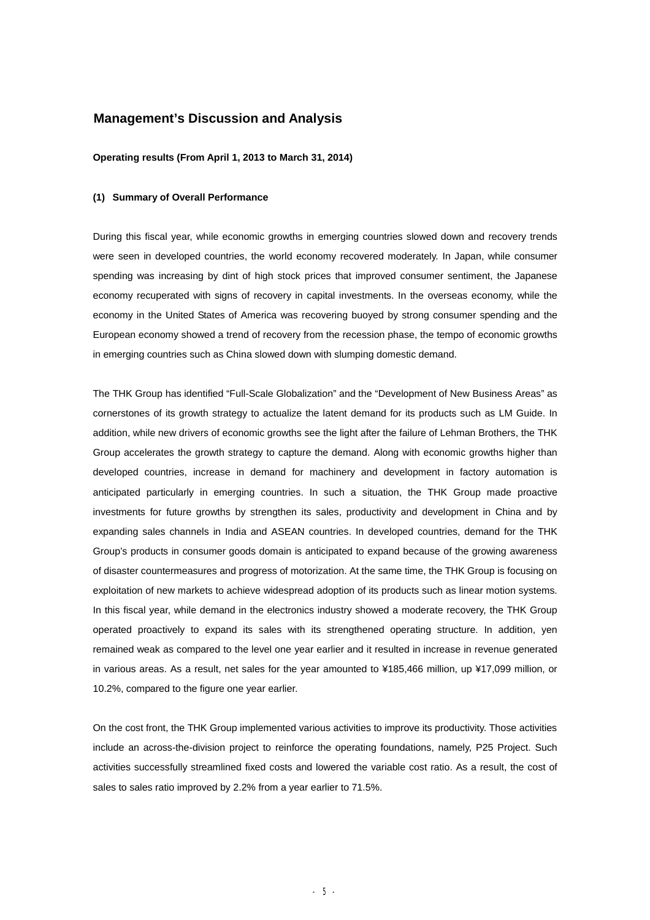## Management's Discussion and Analysis

**Operating results (From April 1, 2013 to March 31, 2014)**

**(1) Summary of Overall Performance**

During this fiscal year, while economic growths in emerging countries slowed down and recovery trends were seen in developed countries, the world economy recovered moderately. In Japan, while consumer spending was increasing by dint of high stock prices that improved consumer sentiment, the Japanese economy recuperated with signs of recovery in capital investments. In the overseas economy, while the economy in the United States of America was recovering buoyed by strong consumer spending and the European economy showed a trend of recovery from the recession phase, the tempo of economic growths in emerging countries such as China slowed down with slumping domestic demand.

The THK Group has identified "Full-Scale Globalization" and the "Development of New Business Areas" as cornerstones of its growth strategy to actualize the latent demand for its products such as LM Guide. In addition, while new drivers of economic growths see the light after the failure of Lehman Brothers, the THK Group accelerates the growth strategy to capture the demand. Along with economic growths higher than developed countries, increase in demand for machinery and development in factory automation is anticipated particularly in emerging countries. In such a situation, the THK Group made proactive investments for future growths by strengthen its sales, productivity and development in China and by expanding sales channels in India and ASEAN countries. In developed countries, demand for the THK Group's products in consumer goods domain is anticipated to expand because of the growing awareness of disaster countermeasures and progress of motorization. At the same time, the THK Group is focusing on exploitation of new markets to achieve widespread adoption of its products such as linear motion systems. In this fiscal year, while demand in the electronics industry showed a moderate recovery, the THK Group operated proactively to expand its sales with its strengthened operating structure. In addition, yen remained weak as compared to the level one year earlier and it resulted in increase in revenue generated in various areas. As a result, net sales for the year amounted to ¥185,466 million, up ¥17,099 million, or 10.2%, compared to the figure one year earlier.

On the cost front, the THK Group implemented various activities to improve its productivity. Those activities include an across-the-division project to reinforce the operating foundations, namely, P25 Project. Such activities successfully streamlined fixed costs and lowered the variable cost ratio. As a result, the cost of sales to sales ratio improved by 2.2% from a year earlier to 71.5%.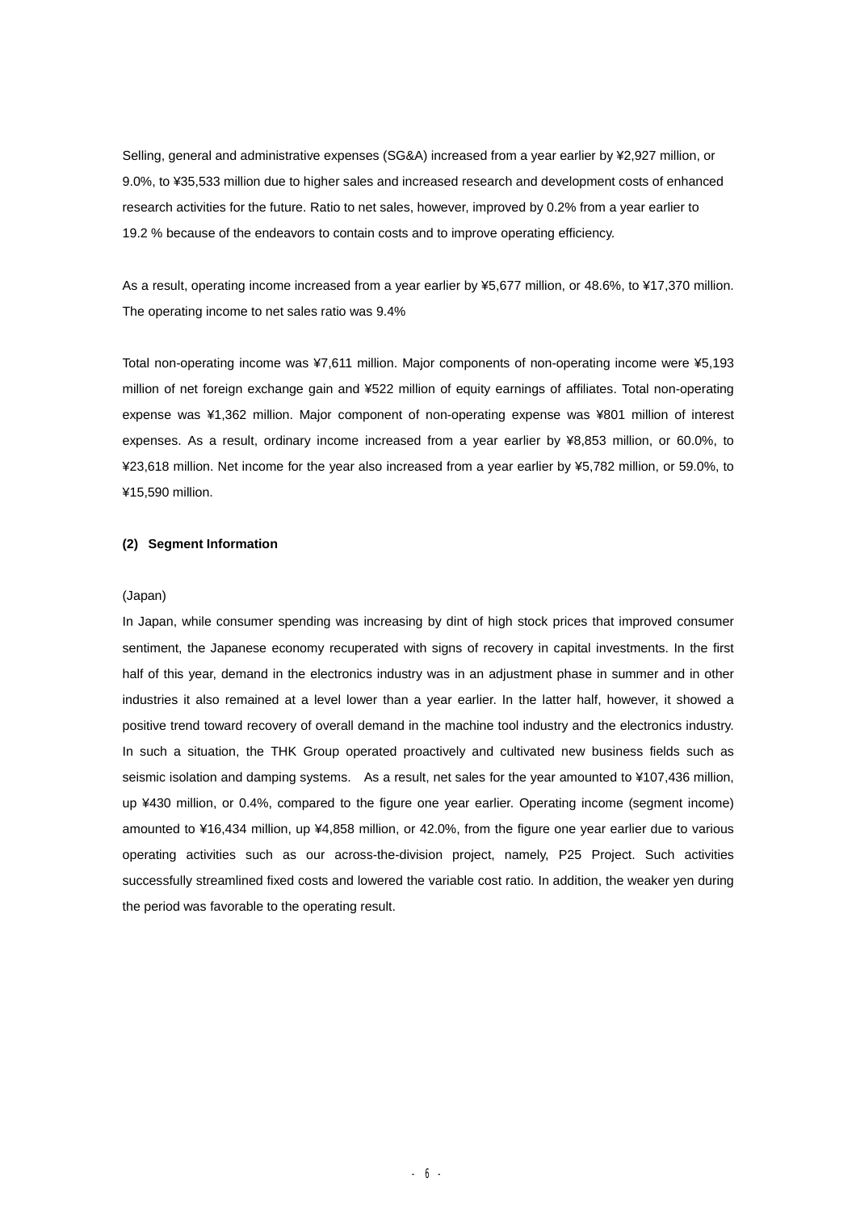Selling, general and administrative expenses (SG&A) increased from a year earlier by ¥2,927 million, or 9.0%, to ¥35,533 million due to higher sales and increased research and development costs of enhanced research activities for the future. Ratio to net sales, however, improved by 0.2% from a year earlier to 19.2 % because of the endeavors to contain costs and to improve operating efficiency.

As a result, operating income increased from a year earlier by ¥5,677 million, or 48.6%, to ¥17,370 million. The operating income to net sales ratio was 9.4%

Total non-operating income was ¥7,611 million. Major components of non-operating income were ¥5,193 million of net foreign exchange gain and ¥522 million of equity earnings of affiliates. Total non-operating expense was ¥1,362 million. Major component of non-operating expense was ¥801 million of interest expenses. As a result, ordinary income increased from a year earlier by ¥8,853 million, or 60.0%, to ¥23,618 million. Net income for the year also increased from a year earlier by ¥5,782 million, or 59.0%, to ¥15,590 million.

**(2) Segment Information**

(Japan)

In Japan, while consumer spending was increasing by dint of high stock prices that improved consumer sentiment, the Japanese economy recuperated with signs of recovery in capital investments. In the first half of this year, demand in the electronics industry was in an adjustment phase in summer and in other industries it also remained at a level lower than a year earlier. In the latter half, however, it showed a positive trend toward recovery of overall demand in the machine tool industry and the electronics industry. In such a situation, the THK Group operated proactively and cultivated new business fields such as seismic isolation and damping systems. As a result, net sales for the year amounted to ¥107,436 million, up ¥430 million, or 0.4%, compared to the figure one year earlier. Operating income (segment income) amounted to ¥16,434 million, up ¥4,858 million, or 42.0%, from the figure one year earlier due to various operating activities such as our across-the-division project, namely, P25 Project. Such activities successfully streamlined fixed costs and lowered the variable cost ratio. In addition, the weaker yen during the period was favorable to the operating result.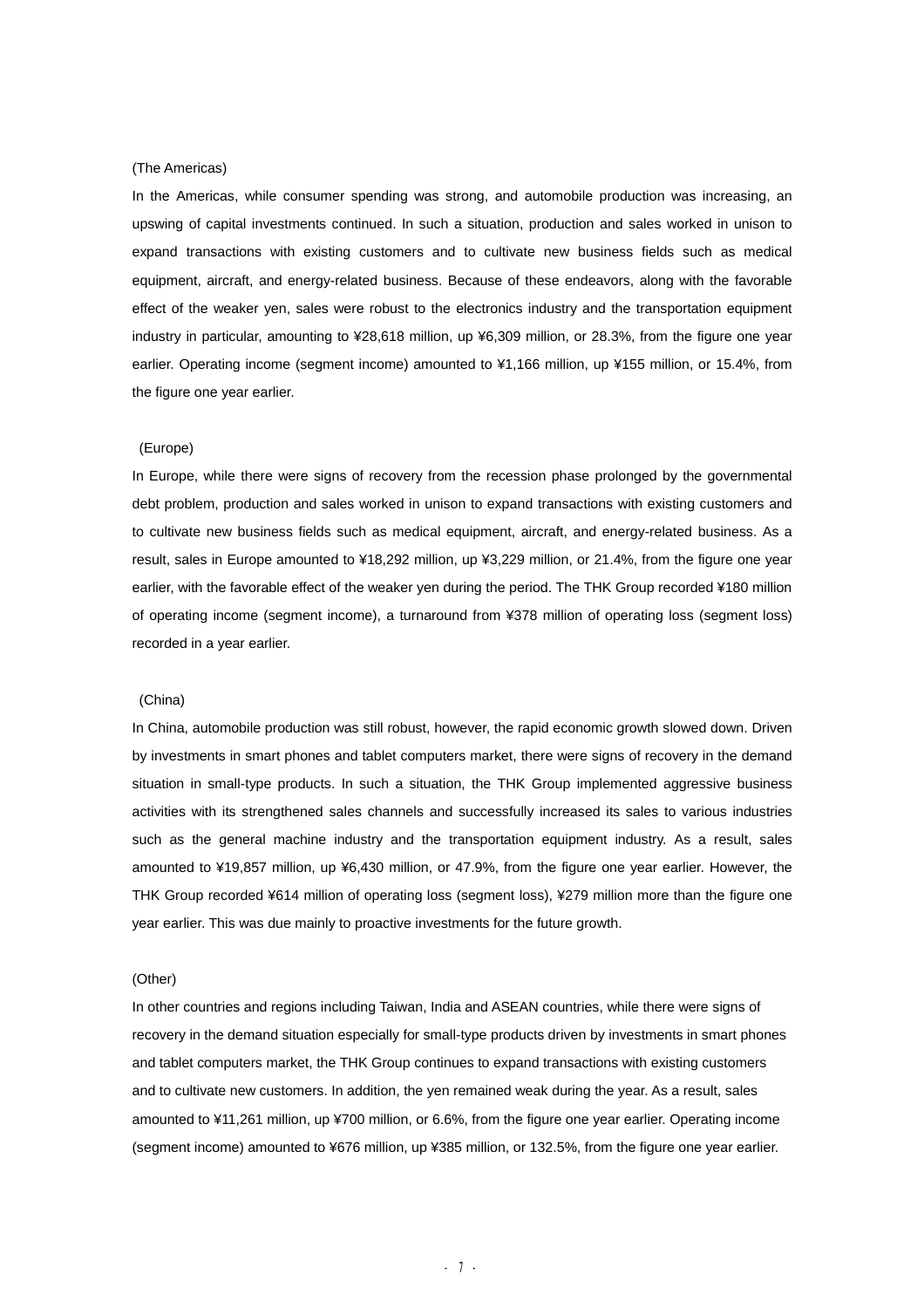(The Americas)

In the Americas, while consumer spending was strong, and automobile production was increasing, an upswing of capital investments continued. In such a situation, production and sales worked in unison to expand transactions with existing customers and to cultivate new business fields such as medical equipment, aircraft, and energy-related business. Because of these endeavors, along with the favorable effect of the weaker yen, sales were robust to the electronics industry and the transportation equipment industry in particular, amounting to ¥28,618 million, up ¥6,309 million, or 28.3%, from the figure one year earlier. Operating income (segment income) amounted to ¥1,166 million, up ¥155 million, or 15.4%, from the figure one year earlier.

(Europe)

In Europe, while there were signs of recovery from the recession phase prolonged by the governmental debt problem, production and sales worked in unison to expand transactions with existing customers and to cultivate new business fields such as medical equipment, aircraft, and energy-related business. As a result, sales in Europe amounted to ¥18,292 million, up ¥3,229 million, or 21.4%, from the figure one year earlier, with the favorable effect of the weaker yen during the period. The THK Group recorded ¥180 million of operating income (segment income), a turnaround from ¥378 million of operating loss (segment loss) recorded in a year earlier.

(China)

In China, automobile production was still robust, however, the rapid economic growth slowed down. Driven by investments in smart phones and tablet computers market, there were signs of recovery in the demand situation in small-type products. In such a situation, the THK Group implemented aggressive business activities with its strengthened sales channels and successfully increased its sales to various industries such as the general machine industry and the transportation equipment industry. As a result, sales amounted to ¥19,857 million, up ¥6,430 million, or 47.9%, from the figure one year earlier. However, the THK Group recorded ¥614 million of operating loss (segment loss), ¥279 million more than the figure one year earlier. This was due mainly to proactive investments for the future growth.

(Other)

In other countries and regions including Taiwan, India and ASEAN countries, while there were signs of recovery in the demand situation especially for small-type products driven by investments in smart phones and tablet computers market, the THK Group continues to expand transactions with existing customers and to cultivate new customers. In addition, the yen remained weak during the year. As a result, sales amounted to ¥11,261 million, up ¥700 million, or 6.6%, from the figure one year earlier. Operating income (segment income) amounted to ¥676 million, up ¥385 million, or 132.5%, from the figure one year earlier.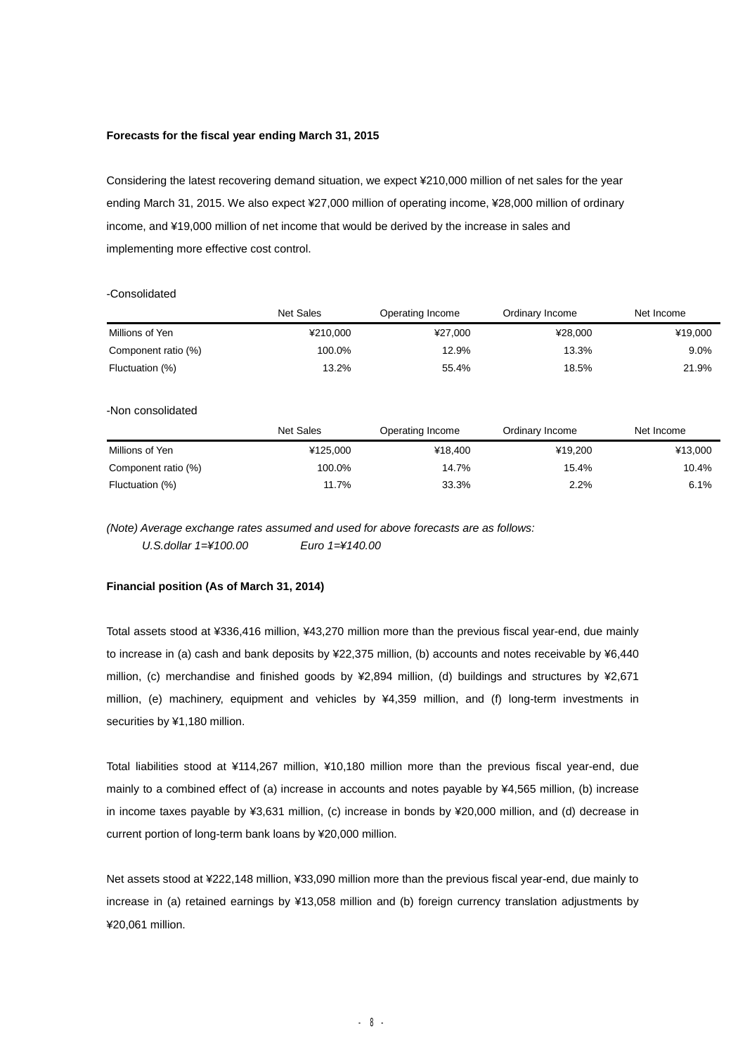**Forecasts for the fiscal year ending March 31, 2015**

Considering the latest recovering demand situation, we expect ¥210,000 million of net sales for the year ending March 31, 2015. We also expect ¥27,000 million of operating income, ¥28,000 million of ordinary income, and ¥19,000 million of net income that would be derived by the increase in sales and implementing more effective cost control.

-Consolidated

| | Net Sales | Operating Income | Ordinary Income | Net Income |
|---|---|---|---|---|
| Millions of Yen | ¥210,000 | ¥27,000 | ¥28,000 | ¥19,000 |
| Component ratio (%) | 100.0% | 12.9% | 13.3% | 9.0% |
| Fluctuation (%) | 13.2% | 55.4% | 18.5% | 21.9% |

-Non consolidated

| | Net Sales | Operating Income | Ordinary Income | Net Income |
|---|---|---|---|---|
| Millions of Yen | ¥125,000 | ¥18,400 | ¥19,200 | ¥13,000 |
| Component ratio (%) | 100.0% | 14.7% | 15.4% | 10.4% |
| Fluctuation (%) | 11.7% | 33.3% | 2.2% | 6.1% |

*(Note) Average exchange rates assumed and used for above forecasts are as follows:*
*U.S.dollar 1=¥100.00　　Euro 1=¥140.00*

**Financial position (As of March 31, 2014)**

Total assets stood at ¥336,416 million, ¥43,270 million more than the previous fiscal year-end, due mainly to increase in (a) cash and bank deposits by ¥22,375 million, (b) accounts and notes receivable by ¥6,440 million, (c) merchandise and finished goods by ¥2,894 million, (d) buildings and structures by ¥2,671 million, (e) machinery, equipment and vehicles by ¥4,359 million, and (f) long-term investments in securities by ¥1,180 million.

Total liabilities stood at ¥114,267 million, ¥10,180 million more than the previous fiscal year-end, due mainly to a combined effect of (a) increase in accounts and notes payable by ¥4,565 million, (b) increase in income taxes payable by ¥3,631 million, (c) increase in bonds by ¥20,000 million, and (d) decrease in current portion of long-term bank loans by ¥20,000 million.

Net assets stood at ¥222,148 million, ¥33,090 million more than the previous fiscal year-end, due mainly to increase in (a) retained earnings by ¥13,058 million and (b) foreign currency translation adjustments by ¥20,061 million.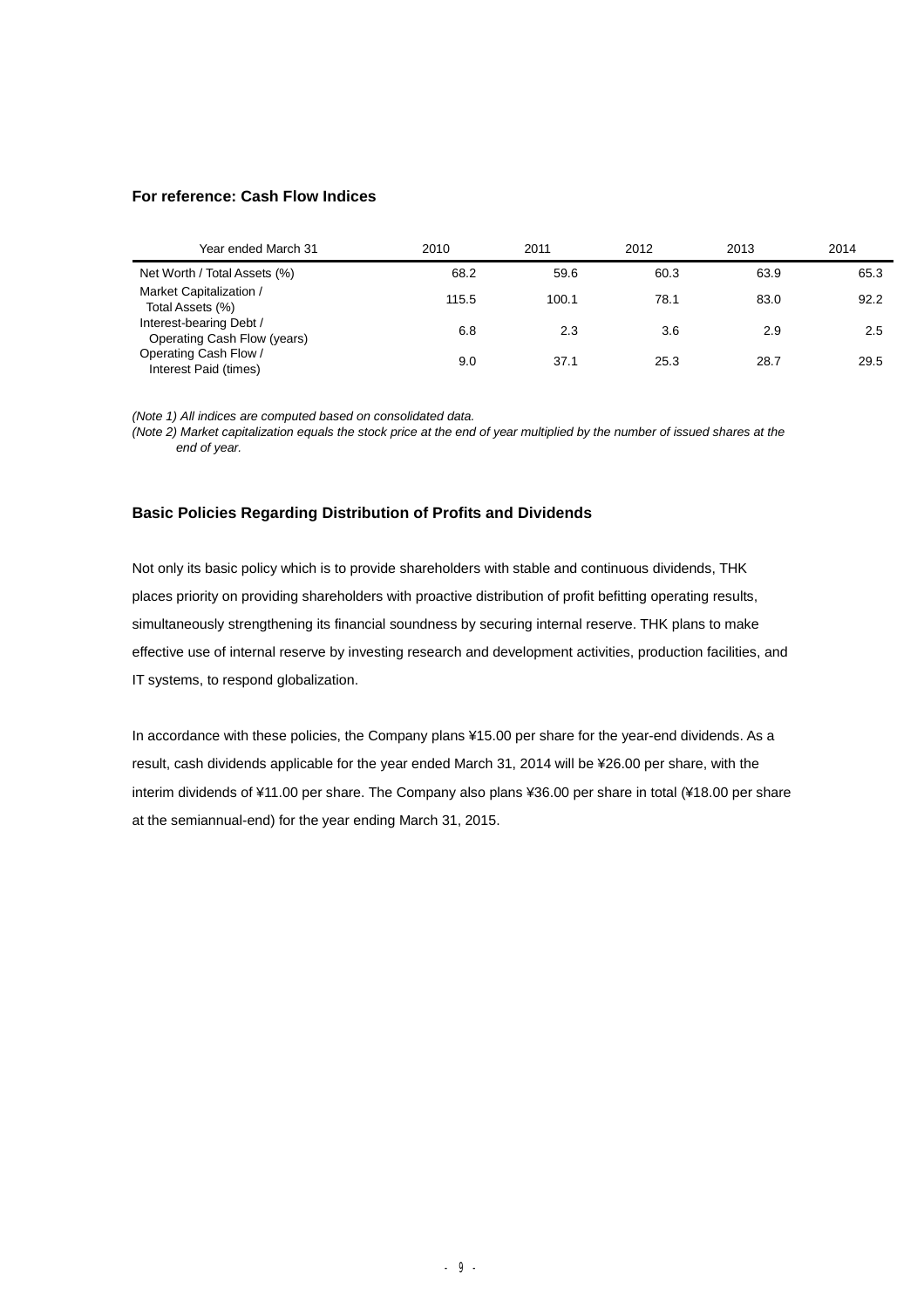### For reference: Cash Flow Indices

| Year ended March 31 | 2010 | 2011 | 2012 | 2013 | 2014 |
|---|---|---|---|---|---|
| Net Worth / Total Assets (%) | 68.2 | 59.6 | 60.3 | 63.9 | 65.3 |
| Market Capitalization / Total Assets (%) | 115.5 | 100.1 | 78.1 | 83.0 | 92.2 |
| Interest-bearing Debt / Operating Cash Flow (years) | 6.8 | 2.3 | 3.6 | 2.9 | 2.5 |
| Operating Cash Flow / Interest Paid (times) | 9.0 | 37.1 | 25.3 | 28.7 | 29.5 |

*(Note 1) All indices are computed based on consolidated data.*

*(Note 2) Market capitalization equals the stock price at the end of year multiplied by the number of issued shares at the end of year.*

### Basic Policies Regarding Distribution of Profits and Dividends

Not only its basic policy which is to provide shareholders with stable and continuous dividends, THK places priority on providing shareholders with proactive distribution of profit befitting operating results, simultaneously strengthening its financial soundness by securing internal reserve. THK plans to make effective use of internal reserve by investing research and development activities, production facilities, and IT systems, to respond globalization.

In accordance with these policies, the Company plans ¥15.00 per share for the year-end dividends. As a result, cash dividends applicable for the year ended March 31, 2014 will be ¥26.00 per share, with the interim dividends of ¥11.00 per share. The Company also plans ¥36.00 per share in total (¥18.00 per share at the semiannual-end) for the year ending March 31, 2015.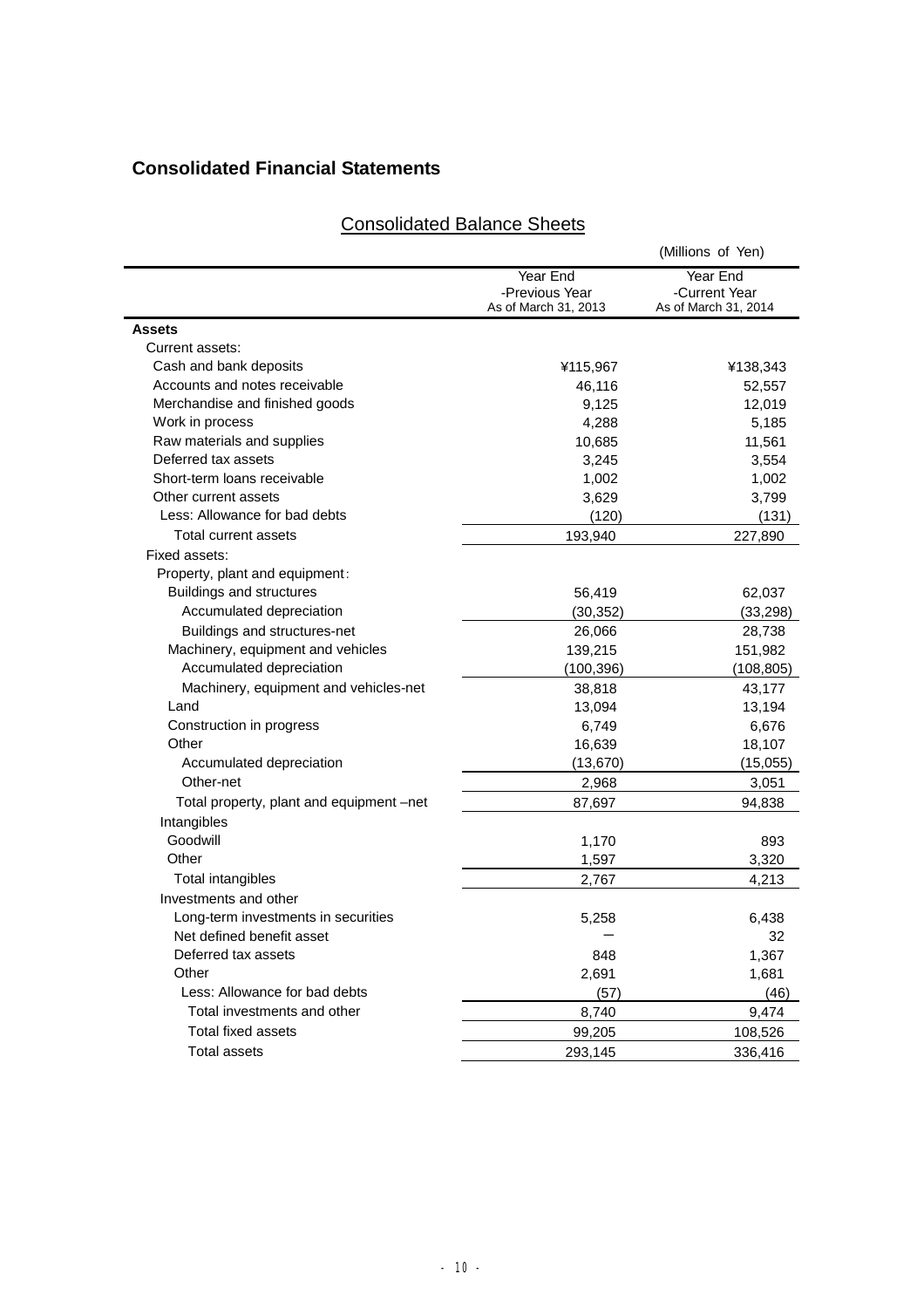## Consolidated Financial Statements

### Consolidated Balance Sheets

(Millions of Yen)

| | Year End -Previous Year As of March 31, 2013 | Year End -Current Year As of March 31, 2014 |
|---|---|---|
| **Assets** | | |
| Current assets: | | |
| Cash and bank deposits | ¥115,967 | ¥138,343 |
| Accounts and notes receivable | 46,116 | 52,557 |
| Merchandise and finished goods | 9,125 | 12,019 |
| Work in process | 4,288 | 5,185 |
| Raw materials and supplies | 10,685 | 11,561 |
| Deferred tax assets | 3,245 | 3,554 |
| Short-term loans receivable | 1,002 | 1,002 |
| Other current assets | 3,629 | 3,799 |
| Less: Allowance for bad debts | (120) | (131) |
| Total current assets | 193,940 | 227,890 |
| Fixed assets: | | |
| Property, plant and equipment: | | |
| Buildings and structures | 56,419 | 62,037 |
| Accumulated depreciation | (30,352) | (33,298) |
| Buildings and structures-net | 26,066 | 28,738 |
| Machinery, equipment and vehicles | 139,215 | 151,982 |
| Accumulated depreciation | (100,396) | (108,805) |
| Machinery, equipment and vehicles-net | 38,818 | 43,177 |
| Land | 13,094 | 13,194 |
| Construction in progress | 6,749 | 6,676 |
| Other | 16,639 | 18,107 |
| Accumulated depreciation | (13,670) | (15,055) |
| Other-net | 2,968 | 3,051 |
| Total property, plant and equipment –net | 87,697 | 94,838 |
| Intangibles | | |
| Goodwill | 1,170 | 893 |
| Other | 1,597 | 3,320 |
| Total intangibles | 2,767 | 4,213 |
| Investments and other | | |
| Long-term investments in securities | 5,258 | 6,438 |
| Net defined benefit asset | － | 32 |
| Deferred tax assets | 848 | 1,367 |
| Other | 2,691 | 1,681 |
| Less: Allowance for bad debts | (57) | (46) |
| Total investments and other | 8,740 | 9,474 |
| Total fixed assets | 99,205 | 108,526 |
| Total assets | 293,145 | 336,416 |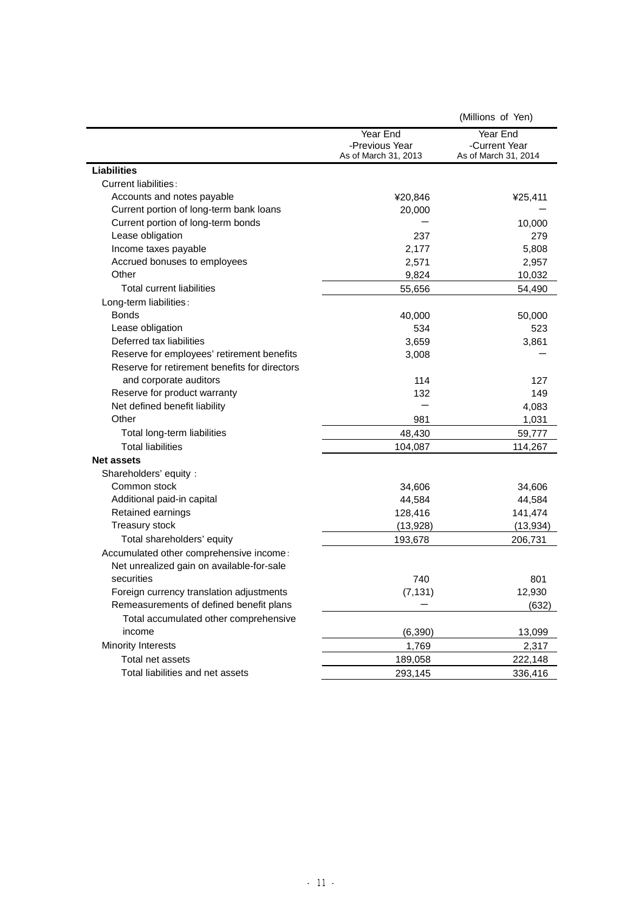(Millions of Yen)

| | Year End -Previous Year As of March 31, 2013 | Year End -Current Year As of March 31, 2014 |
|---|---|---|
| **Liabilities** | | |
| Current liabilities: | | |
| Accounts and notes payable | ¥20,846 | ¥25,411 |
| Current portion of long-term bank loans | 20,000 | ― |
| Current portion of long-term bonds | ― | 10,000 |
| Lease obligation | 237 | 279 |
| Income taxes payable | 2,177 | 5,808 |
| Accrued bonuses to employees | 2,571 | 2,957 |
| Other | 9,824 | 10,032 |
| Total current liabilities | 55,656 | 54,490 |
| Long-term liabilities: | | |
| Bonds | 40,000 | 50,000 |
| Lease obligation | 534 | 523 |
| Deferred tax liabilities | 3,659 | 3,861 |
| Reserve for employees' retirement benefits | 3,008 | ― |
| Reserve for retirement benefits for directors and corporate auditors | 114 | 127 |
| Reserve for product warranty | 132 | 149 |
| Net defined benefit liability | ― | 4,083 |
| Other | 981 | 1,031 |
| Total long-term liabilities | 48,430 | 59,777 |
| Total liabilities | 104,087 | 114,267 |
| **Net assets** | | |
| Shareholders' equity: | | |
| Common stock | 34,606 | 34,606 |
| Additional paid-in capital | 44,584 | 44,584 |
| Retained earnings | 128,416 | 141,474 |
| Treasury stock | (13,928) | (13,934) |
| Total shareholders' equity | 193,678 | 206,731 |
| Accumulated other comprehensive income: | | |
| Net unrealized gain on available-for-sale securities | 740 | 801 |
| Foreign currency translation adjustments | (7,131) | 12,930 |
| Remeasurements of defined benefit plans | ― | (632) |
| Total accumulated other comprehensive income | (6,390) | 13,099 |
| Minority Interests | 1,769 | 2,317 |
| Total net assets | 189,058 | 222,148 |
| Total liabilities and net assets | 293,145 | 336,416 |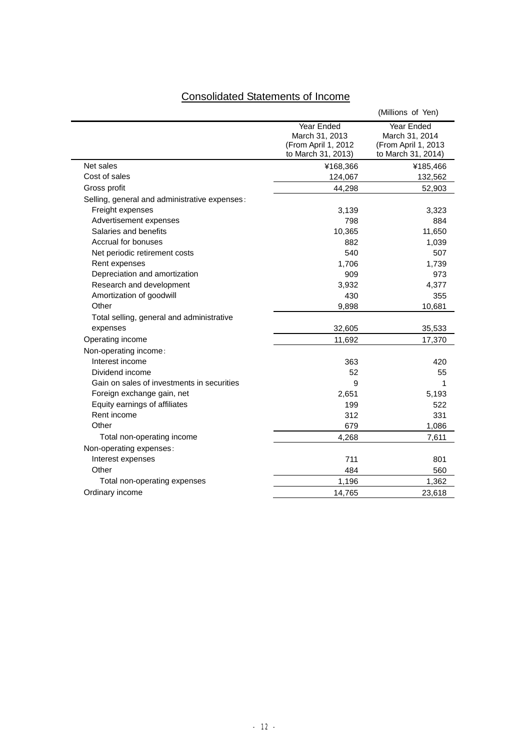# Consolidated Statements of Income

(Millions of Yen)

| | Year Ended March 31, 2013 (From April 1, 2012 to March 31, 2013) | Year Ended March 31, 2014 (From April 1, 2013 to March 31, 2014) |
|---|---|---|
| Net sales | ¥168,366 | ¥185,466 |
| Cost of sales | 124,067 | 132,562 |
| Gross profit | 44,298 | 52,903 |
| Selling, general and administrative expenses: | | |
| Freight expenses | 3,139 | 3,323 |
| Advertisement expenses | 798 | 884 |
| Salaries and benefits | 10,365 | 11,650 |
| Accrual for bonuses | 882 | 1,039 |
| Net periodic retirement costs | 540 | 507 |
| Rent expenses | 1,706 | 1,739 |
| Depreciation and amortization | 909 | 973 |
| Research and development | 3,932 | 4,377 |
| Amortization of goodwill | 430 | 355 |
| Other | 9,898 | 10,681 |
| Total selling, general and administrative expenses | 32,605 | 35,533 |
| Operating income | 11,692 | 17,370 |
| Non-operating income: | | |
| Interest income | 363 | 420 |
| Dividend income | 52 | 55 |
| Gain on sales of investments in securities | 9 | 1 |
| Foreign exchange gain, net | 2,651 | 5,193 |
| Equity earnings of affiliates | 199 | 522 |
| Rent income | 312 | 331 |
| Other | 679 | 1,086 |
| Total non-operating income | 4,268 | 7,611 |
| Non-operating expenses: | | |
| Interest expenses | 711 | 801 |
| Other | 484 | 560 |
| Total non-operating expenses | 1,196 | 1,362 |
| Ordinary income | 14,765 | 23,618 |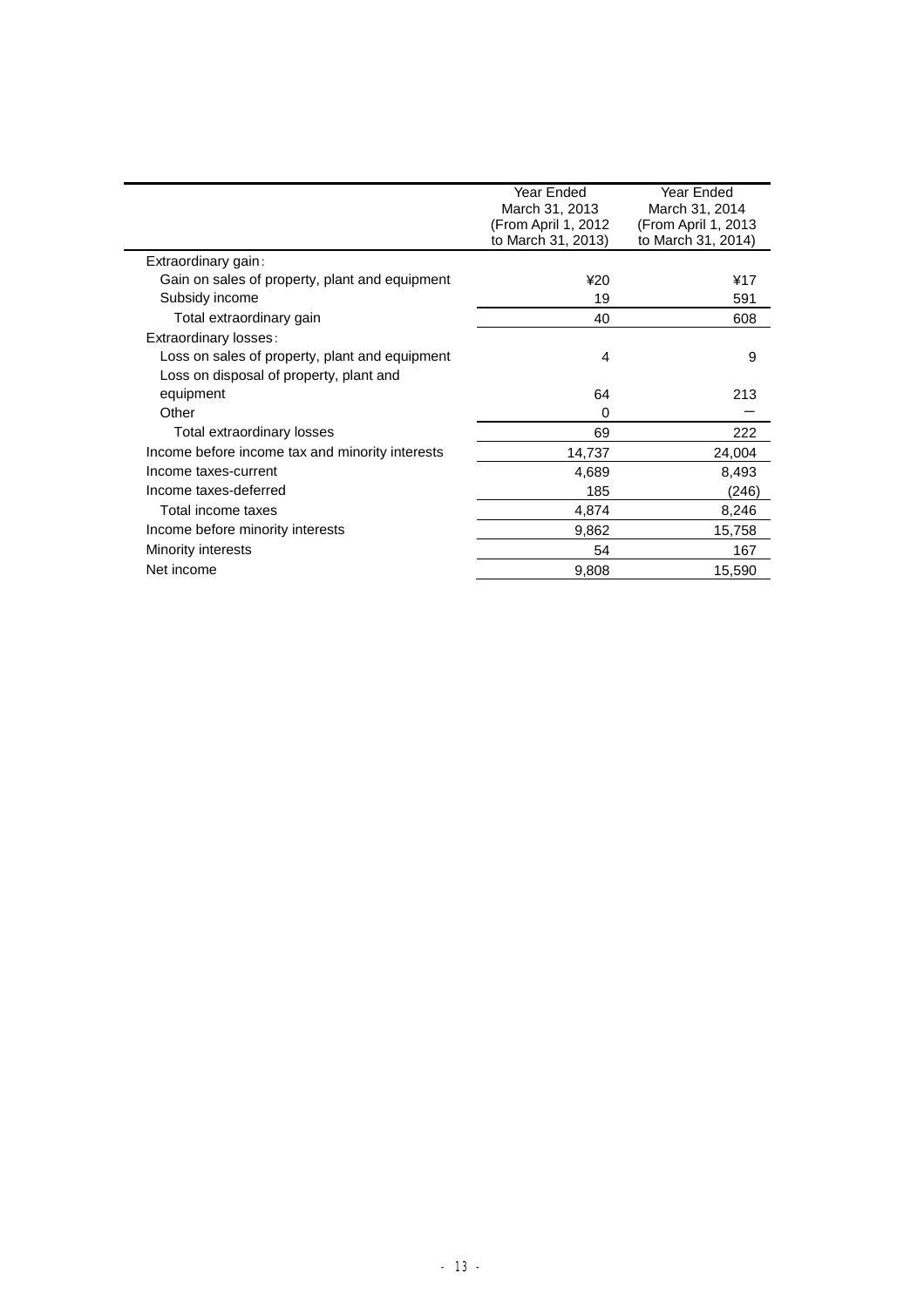| | Year Ended March 31, 2013 (From April 1, 2012 to March 31, 2013) | Year Ended March 31, 2014 (From April 1, 2013 to March 31, 2014) |
|---|---|---|
| Extraordinary gain: | | |
| Gain on sales of property, plant and equipment | ¥20 | ¥17 |
| Subsidy income | 19 | 591 |
| Total extraordinary gain | 40 | 608 |
| Extraordinary losses: | | |
| Loss on sales of property, plant and equipment | 4 | 9 |
| Loss on disposal of property, plant and equipment | 64 | 213 |
| Other | 0 | — |
| Total extraordinary losses | 69 | 222 |
| Income before income tax and minority interests | 14,737 | 24,004 |
| Income taxes-current | 4,689 | 8,493 |
| Income taxes-deferred | 185 | (246) |
| Total income taxes | 4,874 | 8,246 |
| Income before minority interests | 9,862 | 15,758 |
| Minority interests | 54 | 167 |
| Net income | 9,808 | 15,590 |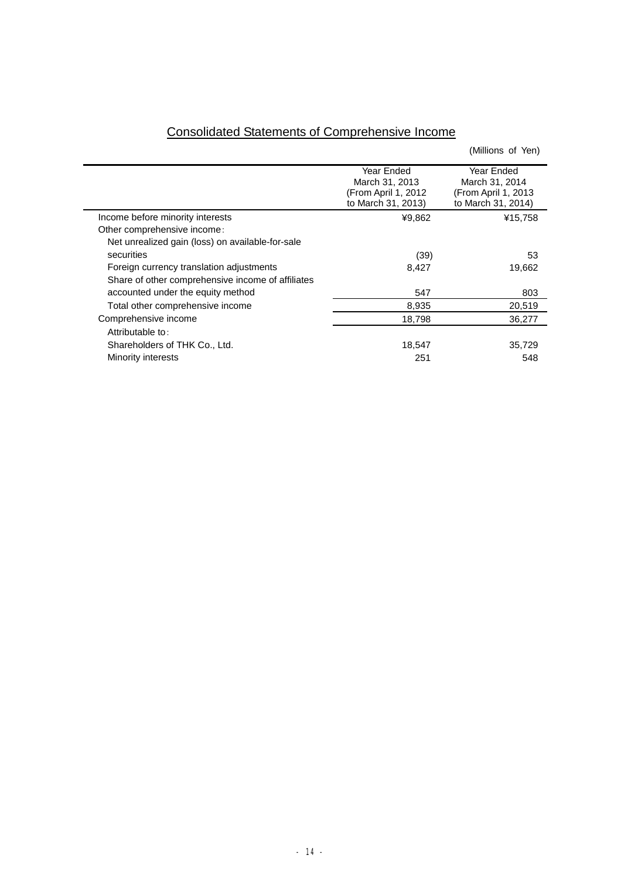## Consolidated Statements of Comprehensive Income

(Millions of Yen)

| | Year Ended March 31, 2013 (From April 1, 2012 to March 31, 2013) | Year Ended March 31, 2014 (From April 1, 2013 to March 31, 2014) |
|---|---|---|
| Income before minority interests | ¥9,862 | ¥15,758 |
| Other comprehensive income: | | |
| Net unrealized gain (loss) on available-for-sale securities | (39) | 53 |
| Foreign currency translation adjustments | 8,427 | 19,662 |
| Share of other comprehensive income of affiliates accounted under the equity method | 547 | 803 |
| Total other comprehensive income | 8,935 | 20,519 |
| Comprehensive income | 18,798 | 36,277 |
| Attributable to: | | |
| Shareholders of THK Co., Ltd. | 18,547 | 35,729 |
| Minority interests | 251 | 548 |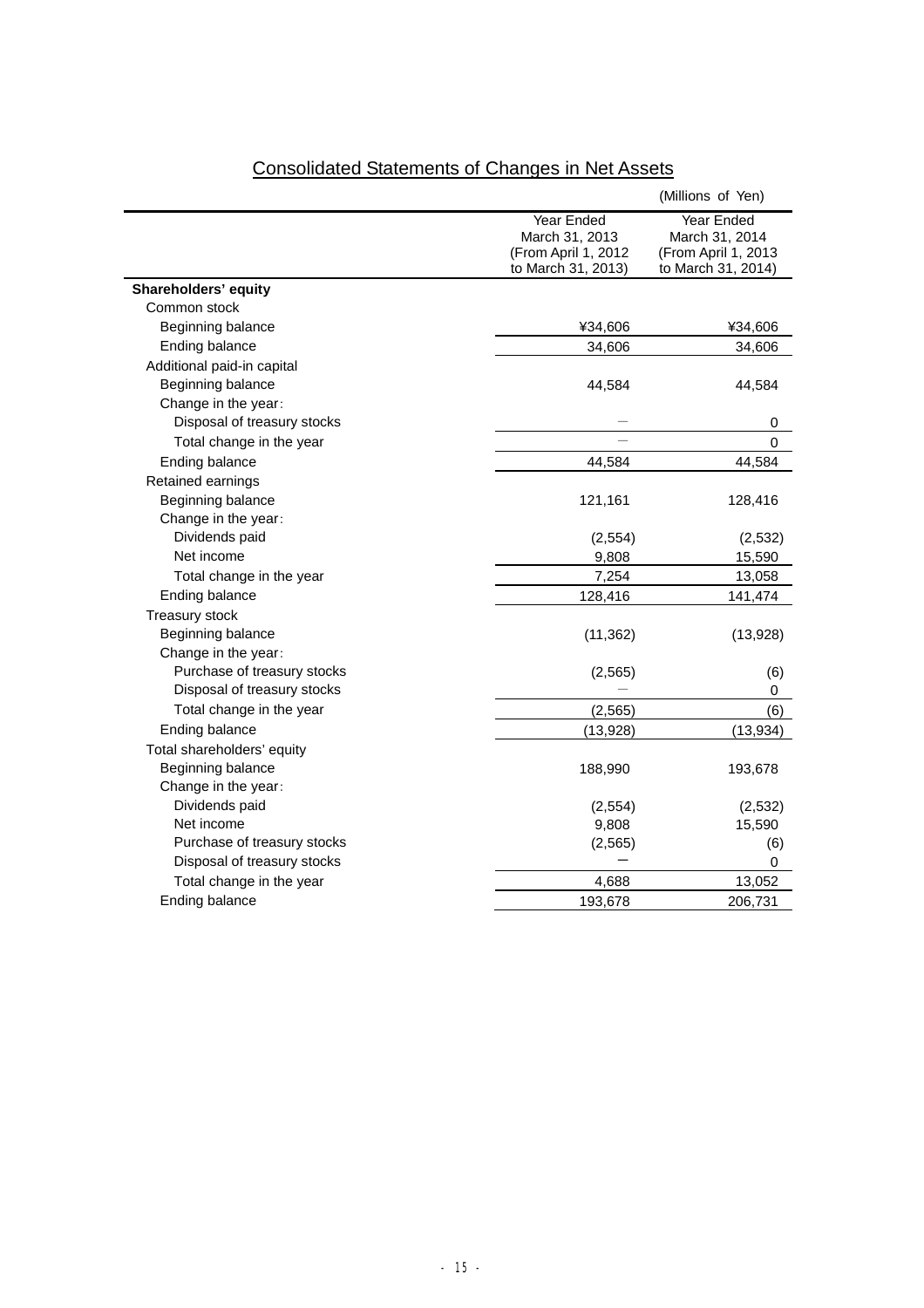## Consolidated Statements of Changes in Net Assets

(Millions of Yen)

| | Year Ended March 31, 2013 (From April 1, 2012 to March 31, 2013) | Year Ended March 31, 2014 (From April 1, 2013 to March 31, 2014) |
|---|---|---|
| **Shareholders' equity** | | |
| Common stock | | |
| Beginning balance | ¥34,606 | ¥34,606 |
| Ending balance | 34,606 | 34,606 |
| Additional paid-in capital | | |
| Beginning balance | 44,584 | 44,584 |
| Change in the year: | | |
| Disposal of treasury stocks | – | 0 |
| Total change in the year | – | 0 |
| Ending balance | 44,584 | 44,584 |
| Retained earnings | | |
| Beginning balance | 121,161 | 128,416 |
| Change in the year: | | |
| Dividends paid | (2,554) | (2,532) |
| Net income | 9,808 | 15,590 |
| Total change in the year | 7,254 | 13,058 |
| Ending balance | 128,416 | 141,474 |
| Treasury stock | | |
| Beginning balance | (11,362) | (13,928) |
| Change in the year: | | |
| Purchase of treasury stocks | (2,565) | (6) |
| Disposal of treasury stocks | – | 0 |
| Total change in the year | (2,565) | (6) |
| Ending balance | (13,928) | (13,934) |
| Total shareholders' equity | | |
| Beginning balance | 188,990 | 193,678 |
| Change in the year: | | |
| Dividends paid | (2,554) | (2,532) |
| Net income | 9,808 | 15,590 |
| Purchase of treasury stocks | (2,565) | (6) |
| Disposal of treasury stocks | – | 0 |
| Total change in the year | 4,688 | 13,052 |
| Ending balance | 193,678 | 206,731 |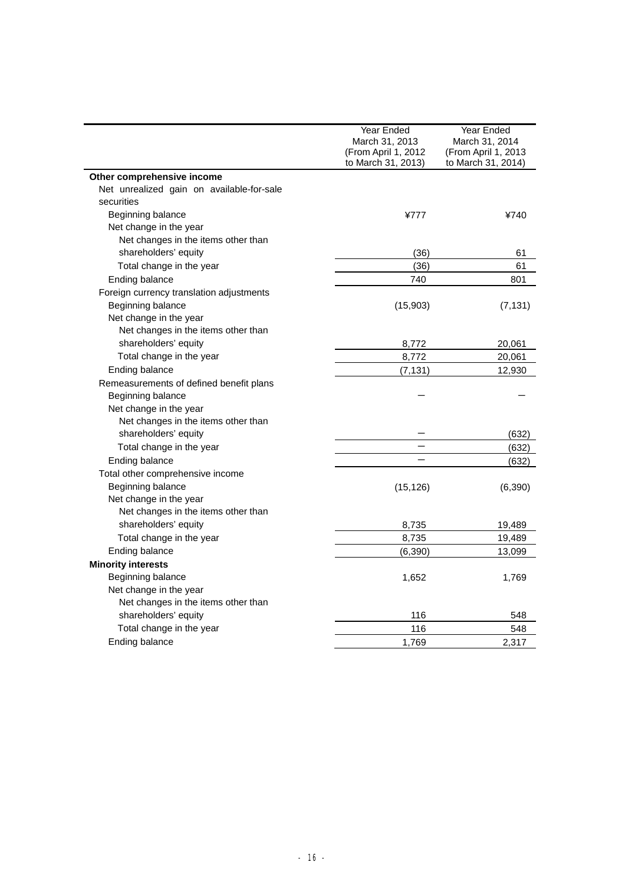| | Year Ended March 31, 2013 (From April 1, 2012 to March 31, 2013) | Year Ended March 31, 2014 (From April 1, 2013 to March 31, 2014) |
|---|---|---|
| **Other comprehensive income** | | |
| Net unrealized gain on available-for-sale securities | | |
| Beginning balance | ¥777 | ¥740 |
| Net change in the year | | |
| Net changes in the items other than shareholders' equity | (36) | 61 |
| Total change in the year | (36) | 61 |
| Ending balance | 740 | 801 |
| Foreign currency translation adjustments | | |
| Beginning balance | (15,903) | (7,131) |
| Net change in the year | | |
| Net changes in the items other than shareholders' equity | 8,772 | 20,061 |
| Total change in the year | 8,772 | 20,061 |
| Ending balance | (7,131) | 12,930 |
| Remeasurements of defined benefit plans | | |
| Beginning balance | – | – |
| Net change in the year | | |
| Net changes in the items other than shareholders' equity | – | (632) |
| Total change in the year | – | (632) |
| Ending balance | – | (632) |
| Total other comprehensive income | | |
| Beginning balance | (15,126) | (6,390) |
| Net change in the year | | |
| Net changes in the items other than shareholders' equity | 8,735 | 19,489 |
| Total change in the year | 8,735 | 19,489 |
| Ending balance | (6,390) | 13,099 |
| **Minority interests** | | |
| Beginning balance | 1,652 | 1,769 |
| Net change in the year | | |
| Net changes in the items other than shareholders' equity | 116 | 548 |
| Total change in the year | 116 | 548 |
| Ending balance | 1,769 | 2,317 |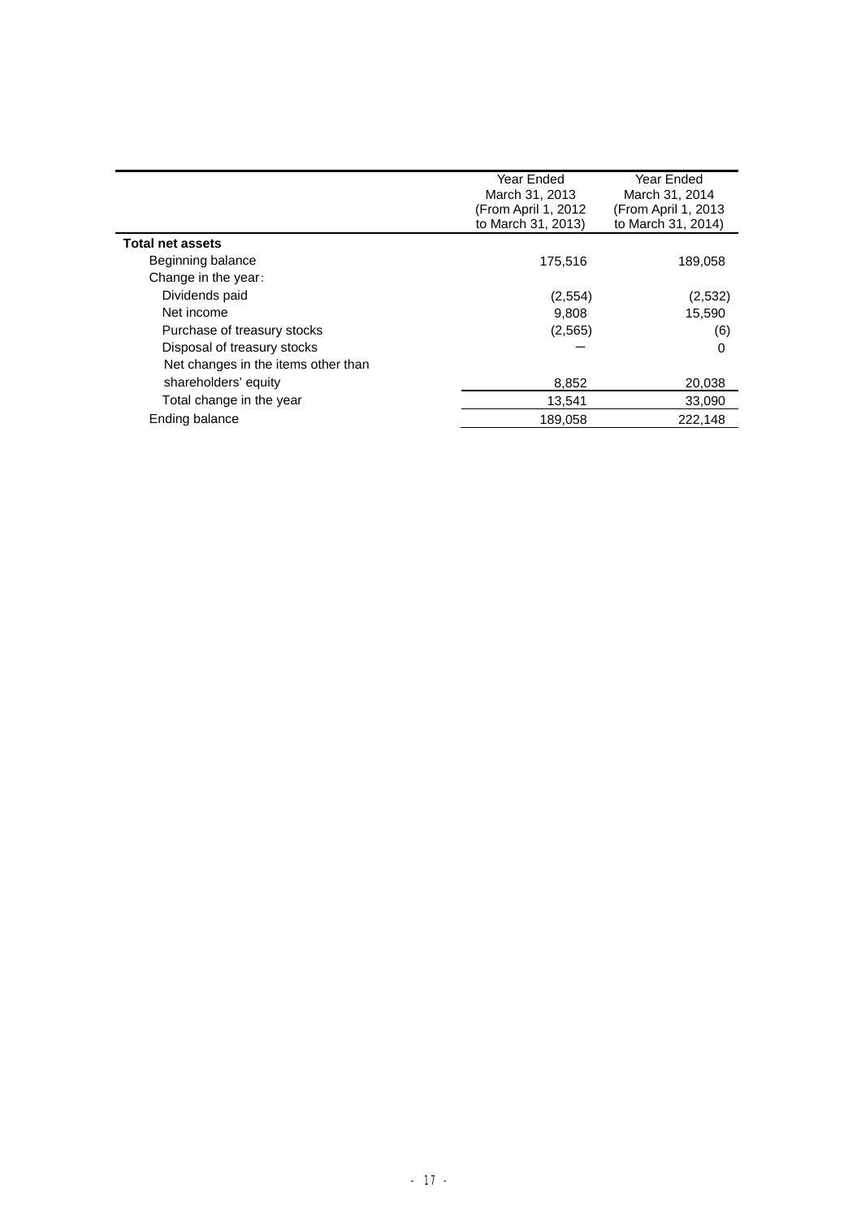| | Year Ended March 31, 2013 (From April 1, 2012 to March 31, 2013) | Year Ended March 31, 2014 (From April 1, 2013 to March 31, 2014) |
|---|---|---|
| **Total net assets** | | |
| Beginning balance | 175,516 | 189,058 |
| Change in the year: | | |
| Dividends paid | (2,554) | (2,532) |
| Net income | 9,808 | 15,590 |
| Purchase of treasury stocks | (2,565) | (6) |
| Disposal of treasury stocks | ー | 0 |
| Net changes in the items other than shareholders' equity | 8,852 | 20,038 |
| Total change in the year | 13,541 | 33,090 |
| Ending balance | 189,058 | 222,148 |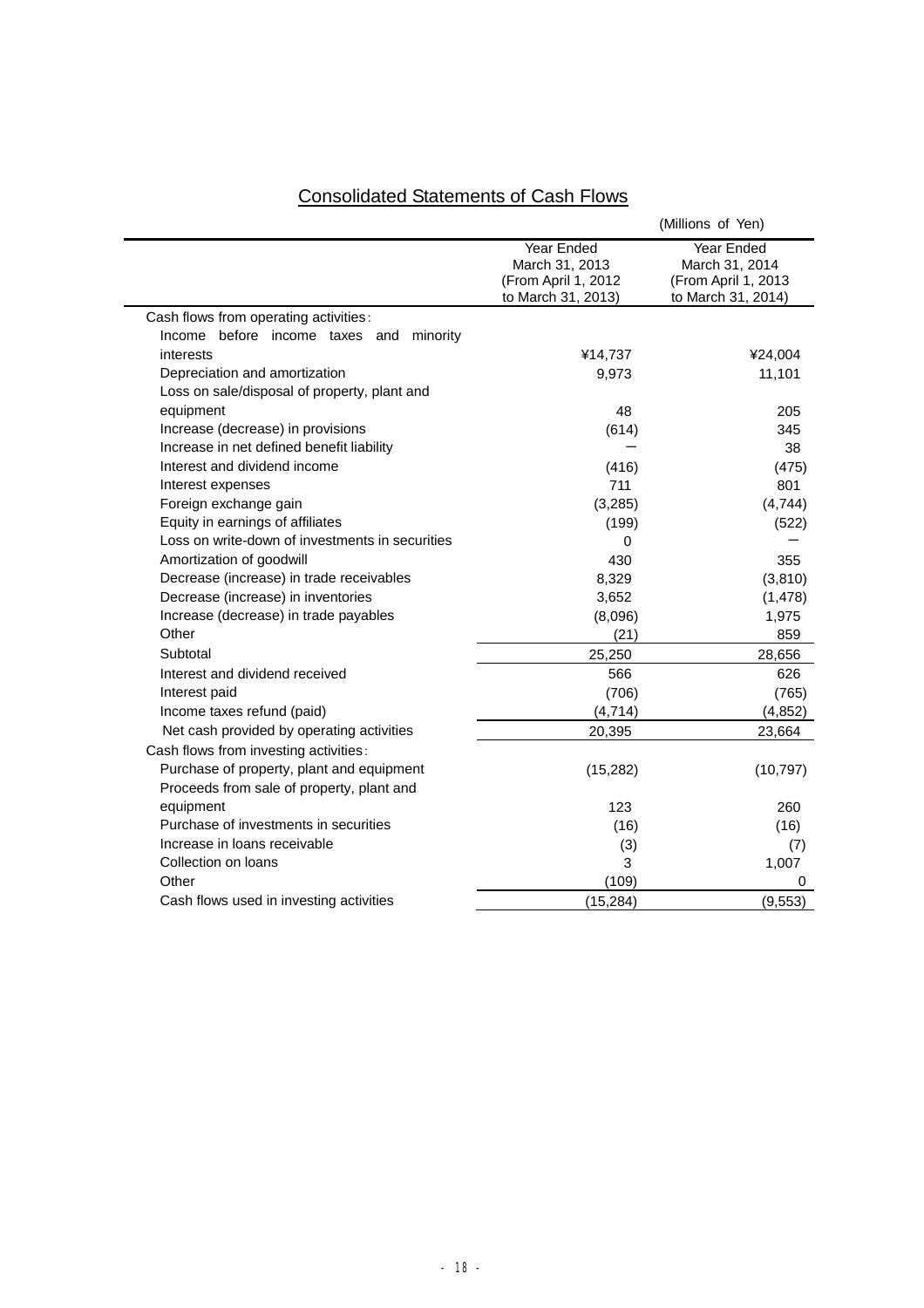## Consolidated Statements of Cash Flows

(Millions of Yen)

| | Year Ended March 31, 2013 (From April 1, 2012 to March 31, 2013) | Year Ended March 31, 2014 (From April 1, 2013 to March 31, 2014) |
|---|---|---|
| Cash flows from operating activities: | | |
| Income before income taxes and minority interests | ¥14,737 | ¥24,004 |
| Depreciation and amortization | 9,973 | 11,101 |
| Loss on sale/disposal of property, plant and equipment | 48 | 205 |
| Increase (decrease) in provisions | (614) | 345 |
| Increase in net defined benefit liability | — | 38 |
| Interest and dividend income | (416) | (475) |
| Interest expenses | 711 | 801 |
| Foreign exchange gain | (3,285) | (4,744) |
| Equity in earnings of affiliates | (199) | (522) |
| Loss on write-down of investments in securities | 0 | — |
| Amortization of goodwill | 430 | 355 |
| Decrease (increase) in trade receivables | 8,329 | (3,810) |
| Decrease (increase) in inventories | 3,652 | (1,478) |
| Increase (decrease) in trade payables | (8,096) | 1,975 |
| Other | (21) | 859 |
| Subtotal | 25,250 | 28,656 |
| Interest and dividend received | 566 | 626 |
| Interest paid | (706) | (765) |
| Income taxes refund (paid) | (4,714) | (4,852) |
| Net cash provided by operating activities | 20,395 | 23,664 |
| Cash flows from investing activities: | | |
| Purchase of property, plant and equipment | (15,282) | (10,797) |
| Proceeds from sale of property, plant and equipment | 123 | 260 |
| Purchase of investments in securities | (16) | (16) |
| Increase in loans receivable | (3) | (7) |
| Collection on loans | 3 | 1,007 |
| Other | (109) | 0 |
| Cash flows used in investing activities | (15,284) | (9,553) |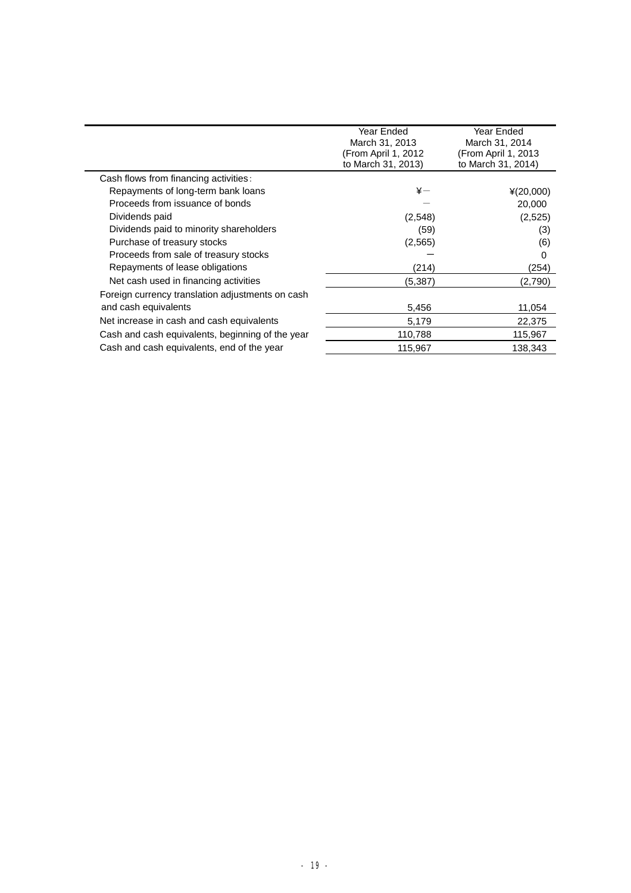| | Year Ended March 31, 2013 (From April 1, 2012 to March 31, 2013) | Year Ended March 31, 2014 (From April 1, 2013 to March 31, 2014) |
|---|---|---|
| Cash flows from financing activities: | | |
| Repayments of long-term bank loans | ¥— | ¥(20,000) |
| Proceeds from issuance of bonds | — | 20,000 |
| Dividends paid | (2,548) | (2,525) |
| Dividends paid to minority shareholders | (59) | (3) |
| Purchase of treasury stocks | (2,565) | (6) |
| Proceeds from sale of treasury stocks | — | 0 |
| Repayments of lease obligations | (214) | (254) |
| Net cash used in financing activities | (5,387) | (2,790) |
| Foreign currency translation adjustments on cash and cash equivalents | 5,456 | 11,054 |
| Net increase in cash and cash equivalents | 5,179 | 22,375 |
| Cash and cash equivalents, beginning of the year | 110,788 | 115,967 |
| Cash and cash equivalents, end of the year | 115,967 | 138,343 |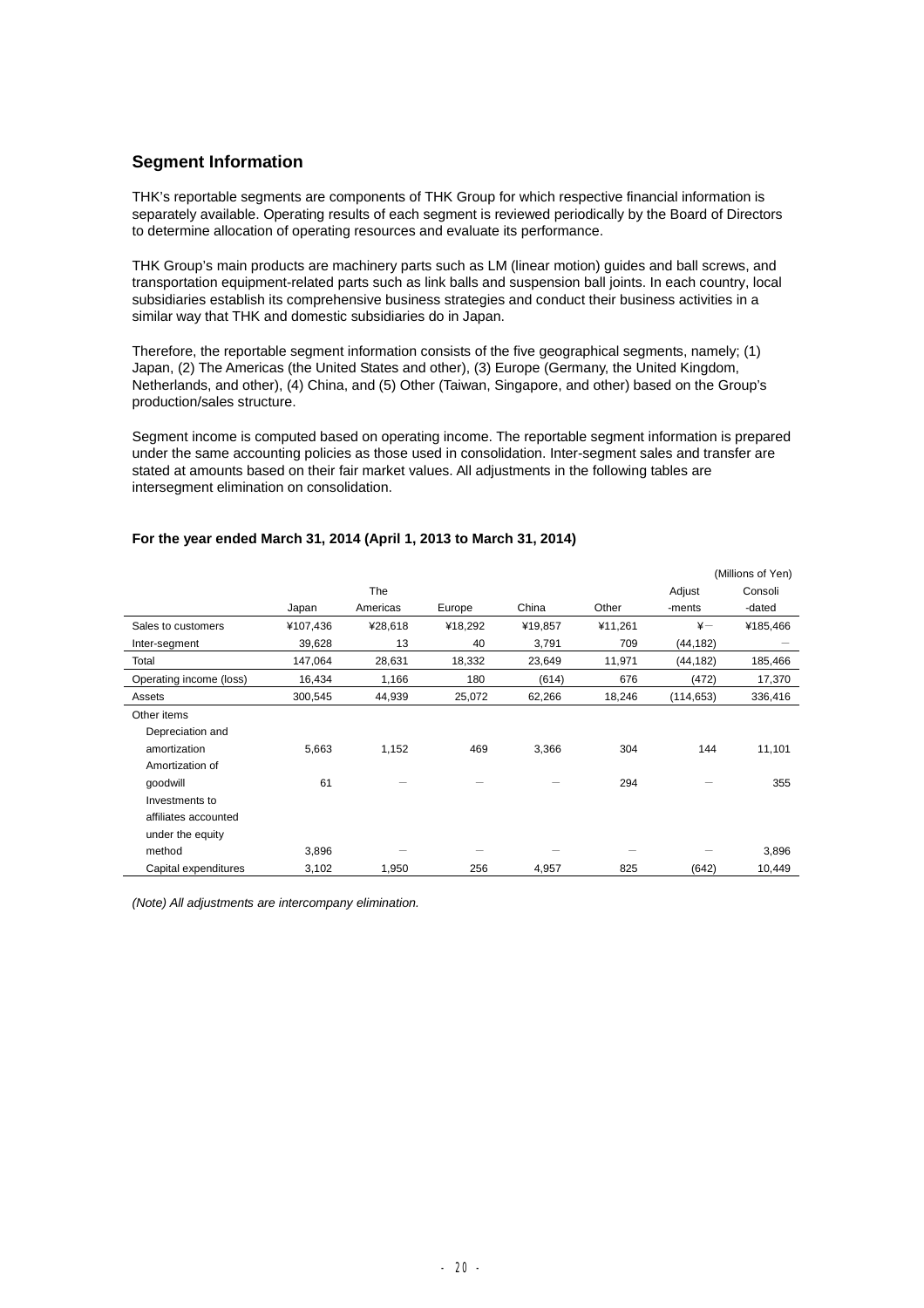## Segment Information

THK's reportable segments are components of THK Group for which respective financial information is separately available. Operating results of each segment is reviewed periodically by the Board of Directors to determine allocation of operating resources and evaluate its performance.

THK Group's main products are machinery parts such as LM (linear motion) guides and ball screws, and transportation equipment-related parts such as link balls and suspension ball joints. In each country, local subsidiaries establish its comprehensive business strategies and conduct their business activities in a similar way that THK and domestic subsidiaries do in Japan.

Therefore, the reportable segment information consists of the five geographical segments, namely; (1) Japan, (2) The Americas (the United States and other), (3) Europe (Germany, the United Kingdom, Netherlands, and other), (4) China, and (5) Other (Taiwan, Singapore, and other) based on the Group's production/sales structure.

Segment income is computed based on operating income. The reportable segment information is prepared under the same accounting policies as those used in consolidation. Inter-segment sales and transfer are stated at amounts based on their fair market values. All adjustments in the following tables are intersegment elimination on consolidation.

**For the year ended March 31, 2014 (April 1, 2013 to March 31, 2014)**

(Millions of Yen)

| | Japan | The Americas | Europe | China | Other | Adjust -ments | Consoli -dated |
|---|---|---|---|---|---|---|---|
| Sales to customers | ¥107,436 | ¥28,618 | ¥18,292 | ¥19,857 | ¥11,261 | ¥－ | ¥185,466 |
| Inter-segment | 39,628 | 13 | 40 | 3,791 | 709 | (44,182) | － |
| Total | 147,064 | 28,631 | 18,332 | 23,649 | 11,971 | (44,182) | 185,466 |
| Operating income (loss) | 16,434 | 1,166 | 180 | (614) | 676 | (472) | 17,370 |
| Assets | 300,545 | 44,939 | 25,072 | 62,266 | 18,246 | (114,653) | 336,416 |
| Other items | | | | | | | |
| Depreciation and amortization | 5,663 | 1,152 | 469 | 3,366 | 304 | 144 | 11,101 |
| Amortization of goodwill | 61 | － | － | － | 294 | － | 355 |
| Investments to affiliates accounted under the equity method | 3,896 | － | － | － | － | － | 3,896 |
| Capital expenditures | 3,102 | 1,950 | 256 | 4,957 | 825 | (642) | 10,449 |

*(Note) All adjustments are intercompany elimination.*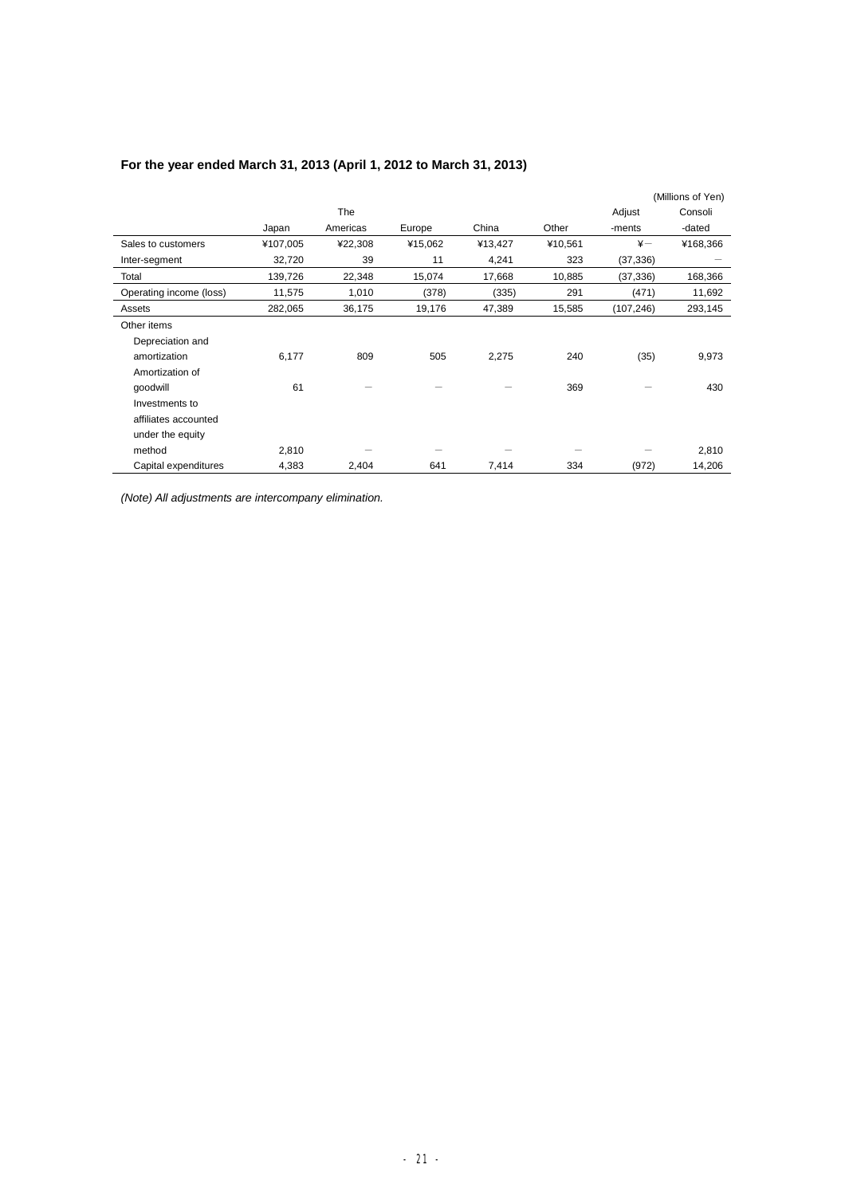### For the year ended March 31, 2013 (April 1, 2012 to March 31, 2013)

(Millions of Yen)

| | Japan | The Americas | Europe | China | Other | Adjust -ments | Consoli -dated |
|---|---|---|---|---|---|---|---|
| Sales to customers | ¥107,005 | ¥22,308 | ¥15,062 | ¥13,427 | ¥10,561 | ¥— | ¥168,366 |
| Inter-segment | 32,720 | 39 | 11 | 4,241 | 323 | (37,336) | — |
| Total | 139,726 | 22,348 | 15,074 | 17,668 | 10,885 | (37,336) | 168,366 |
| Operating income (loss) | 11,575 | 1,010 | (378) | (335) | 291 | (471) | 11,692 |
| Assets | 282,065 | 36,175 | 19,176 | 47,389 | 15,585 | (107,246) | 293,145 |
| Other items | | | | | | | |
| Depreciation and amortization | 6,177 | 809 | 505 | 2,275 | 240 | (35) | 9,973 |
| Amortization of goodwill | 61 | — | — | — | 369 | — | 430 |
| Investments to affiliates accounted under the equity method | 2,810 | — | — | — | — | — | 2,810 |
| Capital expenditures | 4,383 | 2,404 | 641 | 7,414 | 334 | (972) | 14,206 |

*(Note) All adjustments are intercompany elimination.*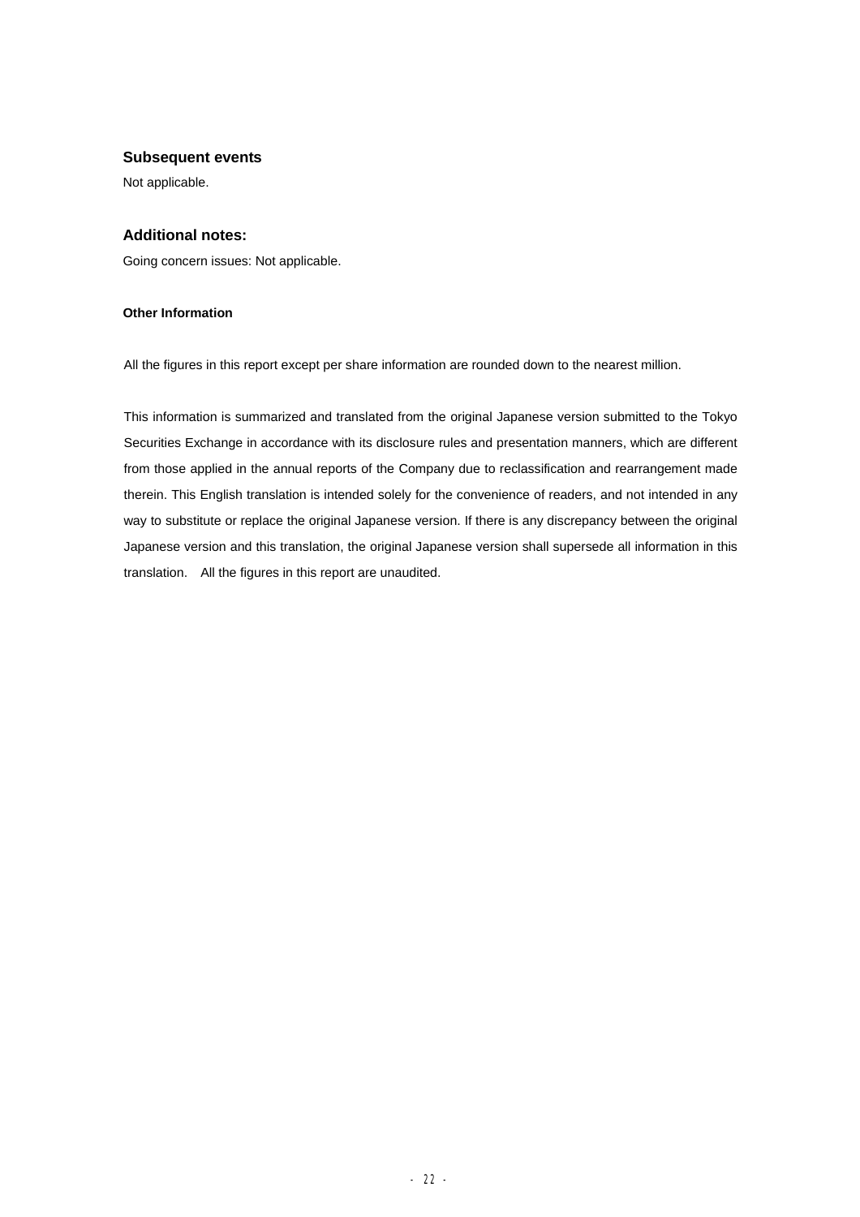## Subsequent events

Not applicable.

## Additional notes:

Going concern issues: Not applicable.

### Other Information

All the figures in this report except per share information are rounded down to the nearest million.

This information is summarized and translated from the original Japanese version submitted to the Tokyo Securities Exchange in accordance with its disclosure rules and presentation manners, which are different from those applied in the annual reports of the Company due to reclassification and rearrangement made therein. This English translation is intended solely for the convenience of readers, and not intended in any way to substitute or replace the original Japanese version. If there is any discrepancy between the original Japanese version and this translation, the original Japanese version shall supersede all information in this translation.　All the figures in this report are unaudited.